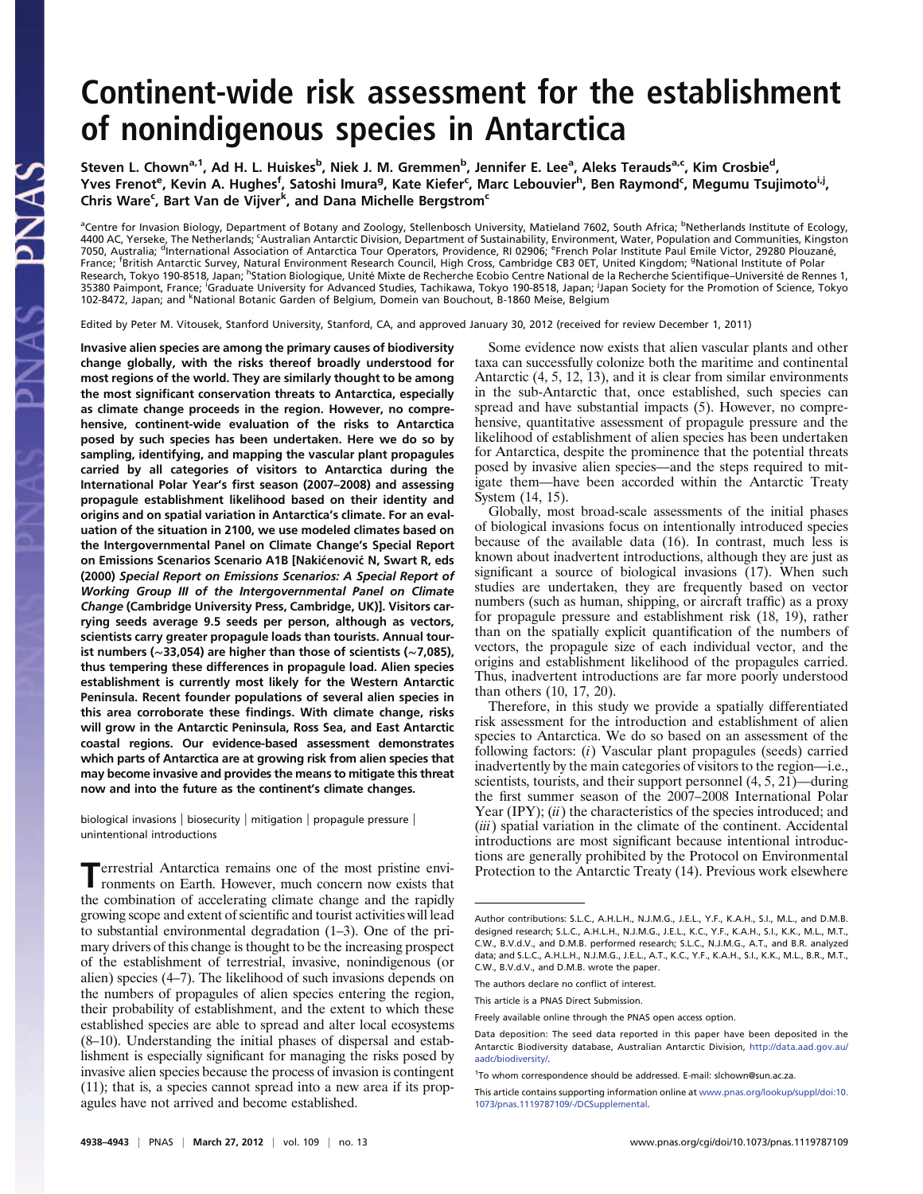# Continent-wide risk assessment for the establishment of nonindigenous species in Antarctica

Steven L. Chown[a,1], Ad H. L. Huiskes[b], Niek J. M. Gremmen[b], Jennifer E. Lee[a], Aleks Terauds[a,c], Kim Crosbie[d], Yves Frenot[e], Kevin A. Hughes[f], Satoshi Imura[g], Kate Kiefer[c], Marc Lebouvier[h], Ben Raymond[c], Megumu Tsujimoto[i,j], Chris Ware[c], Bart Van de Vijver[k], and Dana Michelle Bergstrom[c]

[a]Centre for Invasion Biology, Department of Botany and Zoology, Stellenbosch University, Matieland 7602, South Africa; [b]Netherlands Institute of Ecology, 4400 AC, Yerseke, The Netherlands; [c]Australian Antarctic Division, Department of Sustainability, Environment, Water, Population and Communities, Kingston 7050, Australia; [d]International Association of Antarctica Tour Operators, Providence, RI 02906; [e]French Polar Institute Paul Emile Victor, 29280 Plouzané, France; [f]British Antarctic Survey, Natural Environment Research Council, High Cross, Cambridge CB3 0ET, United Kingdom; [g]National Institute of Polar Research, Tokyo 190-8518, Japan; [h]Station Biologique, Unité Mixte de Recherche Ecobio Centre National de la Recherche Scientifique–Université de Rennes 1, 35380 Paimpont, France; [i]Graduate University for Advanced Studies, Tachikawa, Tokyo 190-8518, Japan; [j]Japan Society for the Promotion of Science, Tokyo 102-8472, Japan; and [k]National Botanic Garden of Belgium, Domein van Bouchout, B-1860 Meise, Belgium

Edited by Peter M. Vitousek, Stanford University, Stanford, CA, and approved January 30, 2012 (received for review December 1, 2011)

**Invasive alien species are among the primary causes of biodiversity change globally, with the risks thereof broadly understood for most regions of the world. They are similarly thought to be among the most significant conservation threats to Antarctica, especially as climate change proceeds in the region. However, no comprehensive, continent-wide evaluation of the risks to Antarctica posed by such species has been undertaken. Here we do so by sampling, identifying, and mapping the vascular plant propagules carried by all categories of visitors to Antarctica during the International Polar Year's first season (2007–2008) and assessing propagule establishment likelihood based on their identity and origins and on spatial variation in Antarctica's climate. For an evaluation of the situation in 2100, we use modeled climates based on the Intergovernmental Panel on Climate Change's Special Report on Emissions Scenarios Scenario A1B [Nakićenović N, Swart R, eds (2000) *Special Report on Emissions Scenarios: A Special Report of Working Group III of the Intergovernmental Panel on Climate Change* (Cambridge University Press, Cambridge, UK)]. Visitors carrying seeds average 9.5 seeds per person, although as vectors, scientists carry greater propagule loads than tourists. Annual tourist numbers (~33,054) are higher than those of scientists (~7,085), thus tempering these differences in propagule load. Alien species establishment is currently most likely for the Western Antarctic Peninsula. Recent founder populations of several alien species in this area corroborate these findings. With climate change, risks will grow in the Antarctic Peninsula, Ross Sea, and East Antarctic coastal regions. Our evidence-based assessment demonstrates which parts of Antarctica are at growing risk from alien species that may become invasive and provides the means to mitigate this threat now and into the future as the continent's climate changes.**

biological invasions | biosecurity | mitigation | propagule pressure | unintentional introductions

Terrestrial Antarctica remains one of the most pristine environments on Earth. However, much concern now exists that the combination of accelerating climate change and the rapidly growing scope and extent of scientific and tourist activities will lead to substantial environmental degradation (1–3). One of the primary drivers of this change is thought to be the increasing prospect of the establishment of terrestrial, invasive, nonindigenous (or alien) species (4–7). The likelihood of such invasions depends on the numbers of propagules of alien species entering the region, their probability of establishment, and the extent to which these established species are able to spread and alter local ecosystems (8–10). Understanding the initial phases of dispersal and establishment is especially significant for managing the risks posed by invasive alien species because the process of invasion is contingent (11); that is, a species cannot spread into a new area if its propagules have not arrived and become established.

Some evidence now exists that alien vascular plants and other taxa can successfully colonize both the maritime and continental Antarctic (4, 5, 12, 13), and it is clear from similar environments in the sub-Antarctic that, once established, such species can spread and have substantial impacts (5). However, no comprehensive, quantitative assessment of propagule pressure and the likelihood of establishment of alien species has been undertaken for Antarctica, despite the prominence that the potential threats posed by invasive alien species—and the steps required to mitigate them—have been accorded within the Antarctic Treaty System (14, 15).

Globally, most broad-scale assessments of the initial phases of biological invasions focus on intentionally introduced species because of the available data (16). In contrast, much less is known about inadvertent introductions, although they are just as significant a source of biological invasions (17). When such studies are undertaken, they are frequently based on vector numbers (such as human, shipping, or aircraft traffic) as a proxy for propagule pressure and establishment risk (18, 19), rather than on the spatially explicit quantification of the numbers of vectors, the propagule size of each individual vector, and the origins and establishment likelihood of the propagules carried. Thus, inadvertent introductions are far more poorly understood than others (10, 17, 20).

Therefore, in this study we provide a spatially differentiated risk assessment for the introduction and establishment of alien species to Antarctica. We do so based on an assessment of the following factors: (*i*) Vascular plant propagules (seeds) carried inadvertently by the main categories of visitors to the region—i.e., scientists, tourists, and their support personnel (4, 5, 21)—during the first summer season of the 2007–2008 International Polar Year (IPY); (*ii*) the characteristics of the species introduced; and (*iii*) spatial variation in the climate of the continent. Accidental introductions are most significant because intentional introductions are generally prohibited by the Protocol on Environmental Protection to the Antarctic Treaty (14). Previous work elsewhere

Author contributions: S.L.C., A.H.L.H., N.J.M.G., J.E.L., Y.F., K.A.H., S.I., M.L., and D.M.B. designed research; S.L.C., A.H.L.H., N.J.M.G., J.E.L., K.C., Y.F., K.A.H., S.I., K.K., M.L., M.T., C.W., B.V.d.V., and D.M.B. performed research; S.L.C., N.J.M.G., A.T., and B.R. analyzed data; and S.L.C., A.H.L.H., N.J.M.G., J.E.L., A.T., K.C., Y.F., K.A.H., S.I., K.K., M.L., B.R., M.T., C.W., B.V.d.V., and D.M.B. wrote the paper.

The authors declare no conflict of interest.

This article is a PNAS Direct Submission.

Freely available online through the PNAS open access option.

Data deposition: The seed data reported in this paper have been deposited in the Antarctic Biodiversity database, Australian Antarctic Division, http://data.aad.gov.au/aadc/biodiversity/.

[1]To whom correspondence should be addressed. E-mail: slchown@sun.ac.za.

This article contains supporting information online at www.pnas.org/lookup/suppl/doi:10.1073/pnas.1119787109/-/DCSupplemental.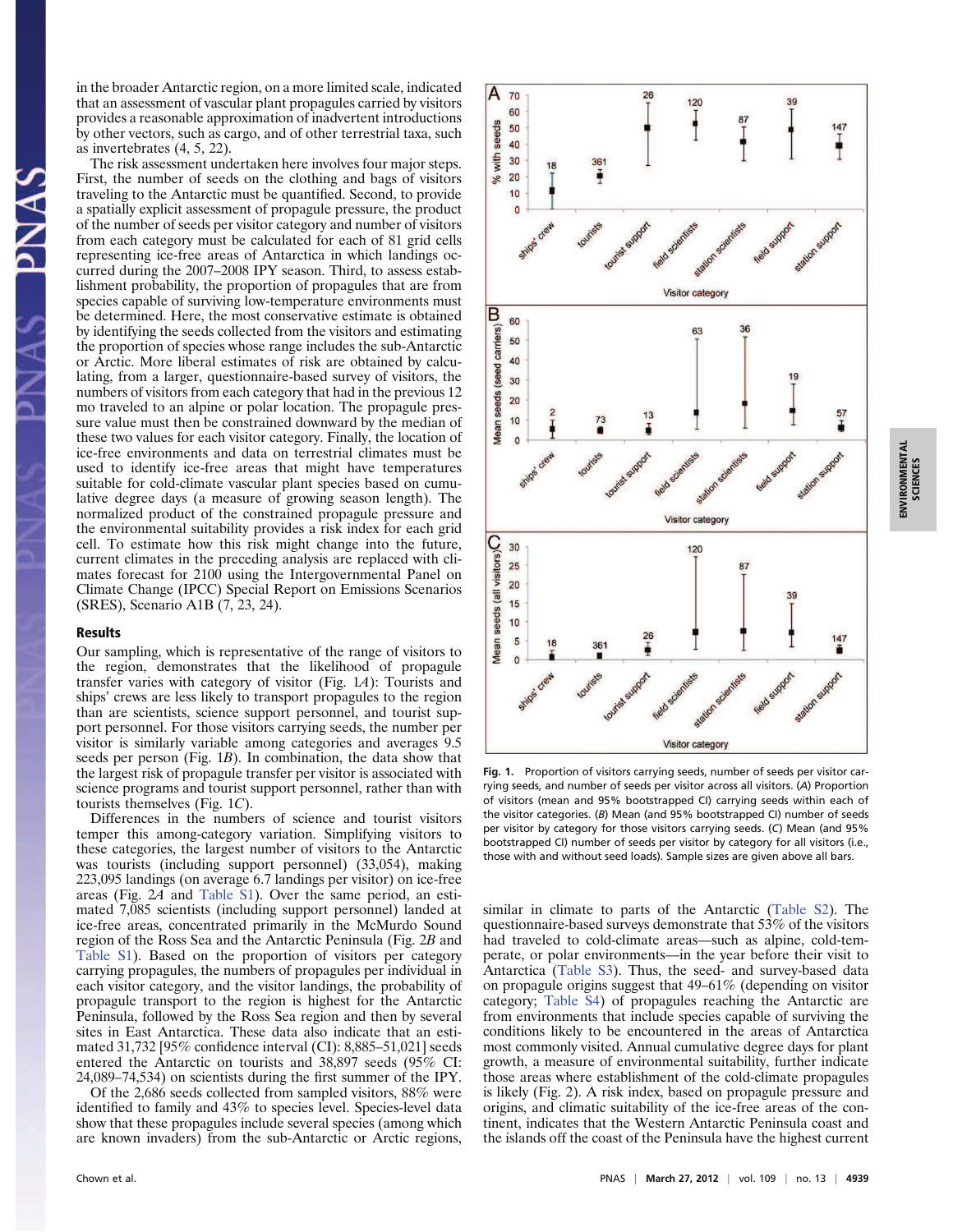in the broader Antarctic region, on a more limited scale, indicated that an assessment of vascular plant propagules carried by visitors provides a reasonable approximation of inadvertent introductions by other vectors, such as cargo, and of other terrestrial taxa, such as invertebrates (4, 5, 22).

The risk assessment undertaken here involves four major steps. First, the number of seeds on the clothing and bags of visitors traveling to the Antarctic must be quantified. Second, to provide a spatially explicit assessment of propagule pressure, the product of the number of seeds per visitor category and number of visitors from each category must be calculated for each of 81 grid cells representing ice-free areas of Antarctica in which landings occurred during the 2007–2008 IPY season. Third, to assess establishment probability, the proportion of propagules that are from species capable of surviving low-temperature environments must be determined. Here, the most conservative estimate is obtained by identifying the seeds collected from the visitors and estimating the proportion of species whose range includes the sub-Antarctic or Arctic. More liberal estimates of risk are obtained by calculating, from a larger, questionnaire-based survey of visitors, the numbers of visitors from each category that had in the previous 12 mo traveled to an alpine or polar location. The propagule pressure value must then be constrained downward by the median of these two values for each visitor category. Finally, the location of ice-free environments and data on terrestrial climates must be used to identify ice-free areas that might have temperatures suitable for cold-climate vascular plant species based on cumulative degree days (a measure of growing season length). The normalized product of the constrained propagule pressure and the environmental suitability provides a risk index for each grid cell. To estimate how this risk might change into the future, current climates in the preceding analysis are replaced with climates forecast for 2100 using the Intergovernmental Panel on Climate Change (IPCC) Special Report on Emissions Scenarios (SRES), Scenario A1B (7, 23, 24).

## Results

Our sampling, which is representative of the range of visitors to the region, demonstrates that the likelihood of propagule transfer varies with category of visitor (Fig. 1*A*): Tourists and ships' crew are less likely to transport propagules to the region than are scientists, science support personnel, and tourist support personnel. For those visitors carrying seeds, the number per visitor is similarly variable among categories and averages 9.5 seeds per person (Fig. 1*B*). In combination, the data show that the largest risk of propagule transfer per visitor is associated with science programs and tourist support personnel, rather than with tourists themselves (Fig. 1*C*).

Differences in the numbers of science and tourist visitors temper this among-category variation. Simplifying visitors to these categories, the largest number of visitors to the Antarctic was tourists (including support personnel) (33,054), making 223,095 landings (on average 6.7 landings per visitor) on ice-free areas (Fig. 2*A* and Table S1). Over the same period, an estimated 7,085 scientists (including support personnel) landed at ice-free areas, concentrated primarily in the McMurdo Sound region of the Ross Sea and the Antarctic Peninsula (Fig. 2*B* and Table S1). Based on the proportion of visitors per category carrying propagules, the numbers of propagules per individual in each visitor category, and the visitor landings, the probability of propagule transport to the region is highest for the Antarctic Peninsula, followed by the Ross Sea region and then by several sites in East Antarctica. These data also indicate that an estimated 31,732 [95% confidence interval (CI): 8,885–51,021] seeds entered the Antarctic on tourists and 38,897 seeds (95% CI: 24,089–74,534) on scientists during the first summer of the IPY.

Of the 2,686 seeds collected from sampled visitors, 88% were identified to family and 43% to species level. Species-level data show that these propagules include several species (among which are known invaders) from the sub-Antarctic or Arctic regions, similar in climate to parts of the Antarctic (Table S2). The questionnaire-based surveys demonstrate that 53% of the visitors had traveled to cold-climate areas—such as alpine, cold-temperate, or polar environments—in the year before their visit to Antarctica (Table S3). Thus, the seed- and survey-based data on propagule origins suggest that 49–61% (depending on visitor category; Table S4) of propagules reaching the Antarctic are from environments that include species capable of surviving the conditions likely to be encountered in the areas of Antarctica most commonly visited. Annual cumulative degree days for plant growth, a measure of environmental suitability, further indicate those areas where establishment of the cold-climate propagules is likely (Fig. 2). A risk index, based on propagule pressure and origins, and climatic suitability of the ice-free areas of the continent, indicates that the Western Antarctic Peninsula coast and the islands off the coast of the Peninsula have the highest current

**Fig. 1.** Proportion of visitors carrying seeds, number of seeds per visitor carrying seeds, and number of seeds per visitor across all visitors. (*A*) Proportion of visitors (mean and 95% bootstrapped CI) carrying seeds within each of the visitor categories. (*B*) Mean (and 95% bootstrapped CI) number of seeds per visitor by category for those visitors carrying seeds. (*C*) Mean (and 95% bootstrapped CI) number of seeds per visitor by category for all visitors (i.e., those with and without seed loads). Sample sizes are given above all bars.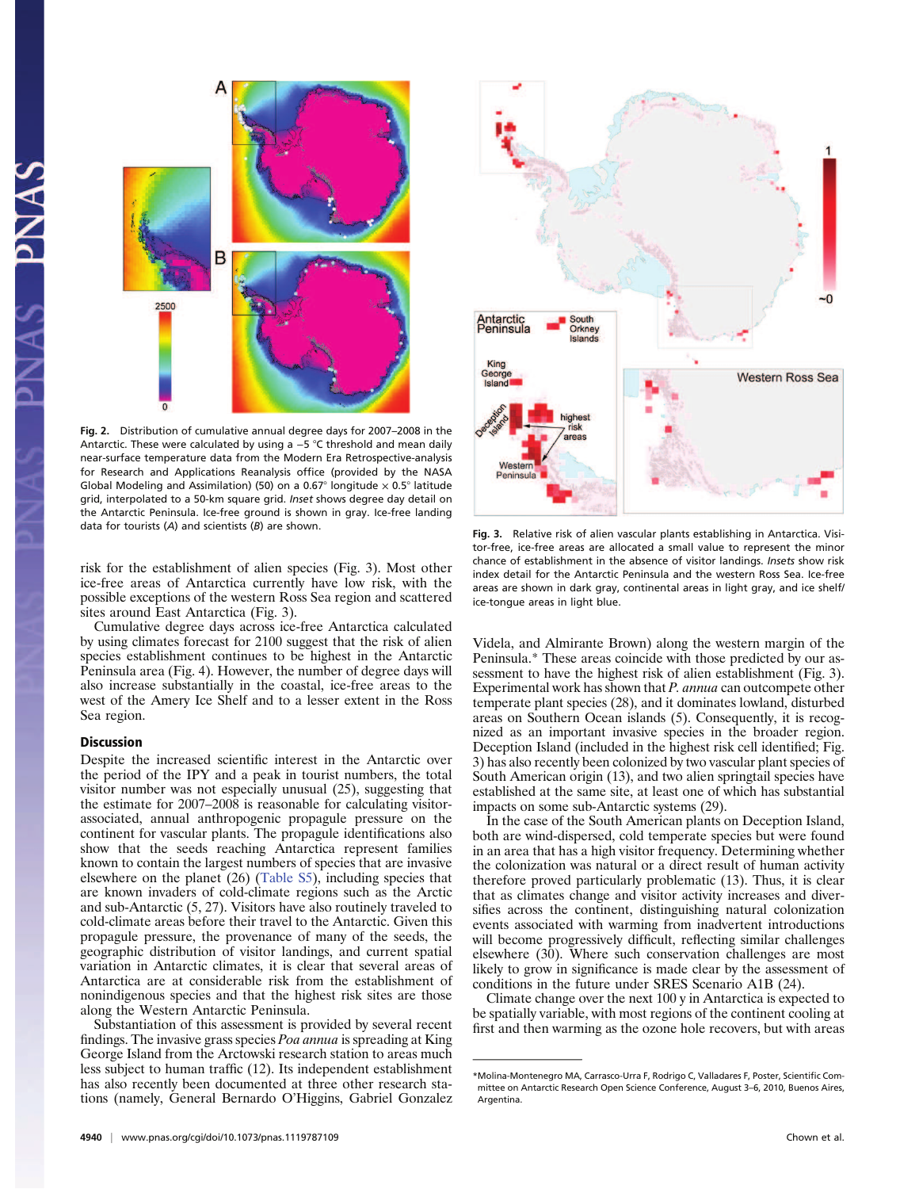Fig. 2. Distribution of cumulative annual degree days for 2007–2008 in the Antarctic. These were calculated by using a −5 °C threshold and mean daily near-surface temperature data from the Modern Era Retrospective-analysis for Research and Applications Reanalysis office (provided by the NASA Global Modeling and Assimilation) (50) on a 0.67° longitude × 0.5° latitude grid, interpolated to a 50-km square grid. *Inset* shows degree day detail on the Antarctic Peninsula. Ice-free ground is shown in gray. Ice-free landing data for tourists (*A*) and scientists (*B*) are shown.

Fig. 3. Relative risk of alien vascular plants establishing in Antarctica. Visitor-free, ice-free areas are allocated a small value to represent the minor chance of establishment in the absence of visitor landings. *Insets* show risk index detail for the Antarctic Peninsula and the western Ross Sea. Ice-free areas are shown in dark gray, continental areas in light gray, and ice shelf/ice-tongue areas in light blue.

risk for the establishment of alien species (Fig. 3). Most other ice-free areas of Antarctica currently have low risk, with the possible exceptions of the western Ross Sea region and scattered sites around East Antarctica (Fig. 3).

Cumulative degree days across ice-free Antarctica calculated by using climates forecast for 2100 suggest that the risk of alien species establishment continues to be highest in the Antarctic Peninsula area (Fig. 4). However, the number of degree days will also increase substantially in the coastal, ice-free areas to the west of the Amery Ice Shelf and to a lesser extent in the Ross Sea region.

## Discussion

Despite the increased scientific interest in the Antarctic over the period of the IPY and a peak in tourist numbers, the total visitor number was not especially unusual (25), suggesting that the estimate for 2007–2008 is reasonable for calculating visitor-associated, annual anthropogenic propagule pressure on the continent for vascular plants. The propagule identifications also show that the seeds reaching Antarctica represent families known to contain the largest numbers of species that are invasive elsewhere on the planet (26) (Table S5), including species that are known invaders of cold-climate regions such as the Arctic and sub-Antarctic (5, 27). Visitors have also routinely traveled to cold-climate areas before their travel to the Antarctic. Given this propagule pressure, the provenance of many of the seeds, the geographic distribution of visitor landings, and current spatial variation in Antarctic climates, it is clear that several areas of Antarctica are at considerable risk from the establishment of nonindigenous species and that the highest risk sites are those along the Western Antarctic Peninsula.

Substantiation of this assessment is provided by several recent findings. The invasive grass species *Poa annua* is spreading at King George Island from the Arctowski research station to areas much less subject to human traffic (12). Its independent establishment has also recently been documented at three other research stations (namely, General Bernardo O'Higgins, Gabriel Gonzalez Videla, and Almirante Brown) along the western margin of the Peninsula.* These areas coincide with those predicted by our assessment to have the highest risk of alien establishment (Fig. 3). Experimental work has shown that *P. annua* can outcompete other temperate plant species (28), and it dominates lowland, disturbed areas on Southern Ocean islands (5). Consequently, it is recognized as an important invasive species in the broader region. Deception Island (included in the highest risk cell identified; Fig. 3) has also recently been colonized by two vascular plant species of South American origin (13), and two alien springtail species have established at the same site, at least one of which has substantial impacts on some sub-Antarctic systems (29).

In the case of the South American plants on Deception Island, both are wind-dispersed, cold temperate species but were found in an area that has a high visitor frequency. Determining whether the colonization was natural or a direct result of human activity therefore proved particularly problematic (13). Thus, it is clear that as climates change and visitor activity increases and diversifies across the continent, distinguishing natural colonization events associated with warming from inadvertent introductions will become progressively difficult, reflecting similar challenges elsewhere (30). Where such conservation challenges are most likely to grow in significance is made clear by the assessment of conditions in the future under SRES Scenario A1B (24).

Climate change over the next 100 y in Antarctica is expected to be spatially variable, with most regions of the continent cooling at first and then warming as the ozone hole recovers, but with areas

*Molina-Montenegro MA, Carrasco-Urra F, Rodrigo C, Valladares F, Poster, Scientific Committee on Antarctic Research Open Science Conference, August 3–6, 2010, Buenos Aires, Argentina.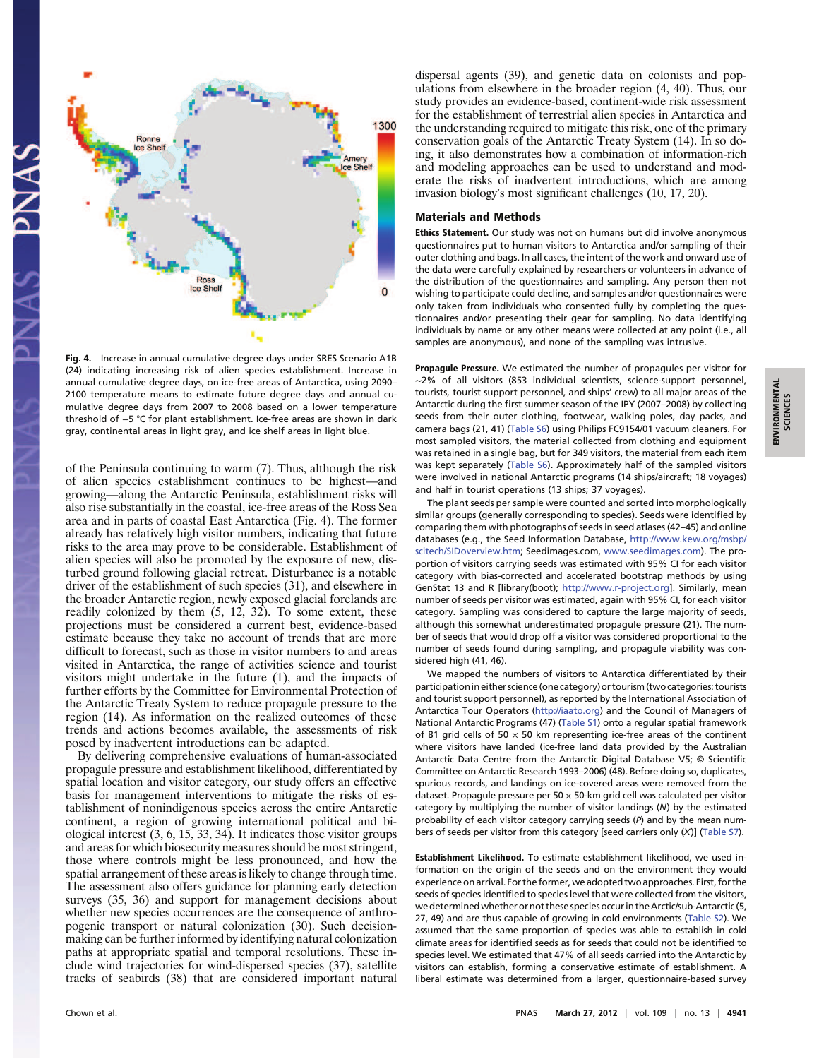Fig. 4. Increase in annual cumulative degree days under SRES Scenario A1B (24) indicating increasing risk of alien species establishment. Increase in annual cumulative degree days, on ice-free areas of Antarctica, using 2090–2100 temperature means to estimate future degree days and annual cumulative degree days from 2007 to 2008 based on a lower temperature threshold of −5 °C for plant establishment. Ice-free areas are shown in dark gray, continental areas in light gray, and ice shelf areas in light blue.

of the Peninsula continuing to warm (7). Thus, although the risk of alien species establishment continues to be highest—and growing—along the Antarctic Peninsula, establishment risks will also rise substantially in the coastal, ice-free areas of the Ross Sea area and in parts of coastal East Antarctica (Fig. 4). The former already has relatively high visitor numbers, indicating that future risks to the area may prove to be considerable. Establishment of alien species will also be promoted by the exposure of new, disturbed ground following glacial retreat. Disturbance is a notable driver of the establishment of such species (31), and elsewhere in the broader Antarctic region, newly exposed glacial forelands are readily colonized by them (5, 12, 32). To some extent, these projections must be considered a current best, evidence-based estimate because they take no account of trends that are more difficult to forecast, such as those in visitor numbers to and areas visited in Antarctica, the range of activities science and tourist visitors might undertake in the future (1), and the impacts of further efforts by the Committee for Environmental Protection of the Antarctic Treaty System to reduce propagule pressure to the region (14). As information on the realized outcomes of these trends and actions becomes available, the assessments of risk posed by inadvertent introductions can be adapted.

By delivering comprehensive evaluations of human-associated propagule pressure and establishment likelihood, differentiated by spatial location and visitor category, our study offers an effective basis for management interventions to mitigate the risks of establishment of nonindigenous species across the entire Antarctic continent, a region of growing international political and biological interest (3, 6, 15, 33, 34). It indicates those visitor groups and areas for which biosecurity measures should be most stringent, those where controls might be less pronounced, and how the spatial arrangement of these areas is likely to change through time. The assessment also offers guidance for planning early detection surveys (35, 36) and support for management decisions about whether new species occurrences are the consequence of anthropogenic transport or natural colonization (30). Such decision-making can be further informed by identifying natural colonization paths at appropriate spatial and temporal resolutions. These include wind trajectories for wind-dispersed species (37), satellite tracks of seabirds (38) that are considered important natural dispersal agents (39), and genetic data on colonists and populations from elsewhere in the broader region (4, 40). Thus, our study provides an evidence-based, continent-wide risk assessment for the establishment of terrestrial alien species in Antarctica and the understanding required to mitigate this risk, one of the primary conservation goals of the Antarctic Treaty System (14). In so doing, it also demonstrates how a combination of information-rich and modeling approaches can be used to understand and moderate the risks of inadvertent introductions, which are among invasion biology's most significant challenges (10, 17, 20).

## Materials and Methods

**Ethics Statement.** Our study was not on humans but did involve anonymous questionnaires put to human visitors to Antarctica and/or sampling of their outer clothing and bags. In all cases, the intent of the work and onward use of the data were carefully explained by researchers or volunteers in advance of the distribution of the questionnaires and sampling. Any person then not wishing to participate could decline, and samples and/or questionnaires were only taken from individuals who consented fully by completing the questionnaires and/or presenting their gear for sampling. No data identifying individuals by name or any other means were collected at any point (i.e., all samples are anonymous), and none of the sampling was intrusive.

**Propagule Pressure.** We estimated the number of propagules per visitor for ~2% of all visitors (853 individual scientists, science-support personnel, tourists, tourist support personnel, and ships' crew) to all major areas of the Antarctic during the first summer season of the IPY (2007–2008) by collecting seeds from their outer clothing, footwear, walking poles, day packs, and camera bags (21, 41) (Table S6) using Philips FC9154/01 vacuum cleaners. For most sampled visitors, the material collected from clothing and equipment was retained in a single bag, but for 349 visitors, the material from each item was kept separately (Table S6). Approximately half of the sampled visitors were involved in national Antarctic programs (14 ships/aircraft; 18 voyages) and half in tourist operations (13 ships; 37 voyages).

The plant seeds per sample were counted and sorted into morphologically similar groups (generally corresponding to species). Seeds were identified by comparing them with photographs of seeds in seed atlases (42–45) and online databases (e.g., the Seed Information Database, http://www.kew.org/msbp/scitech/SIDoverview.htm; Seedimages.com, www.seedimages.com). The proportion of visitors carrying seeds was estimated with 95% CI for each visitor category with bias-corrected and accelerated bootstrap methods by using GenStat 13 and R [library(boot); http://www.r-project.org]. Similarly, mean number of seeds per visitor was estimated, again with 95% CI, for each visitor category. Sampling was considered to capture the large majority of seeds, although this somewhat underestimated propagule pressure (21). The number of seeds that would drop off a visitor was considered proportional to the number of seeds found during sampling, and propagule viability was considered high (41, 46).

We mapped the numbers of visitors to Antarctica differentiated by their participation in either science (one category) or tourism (two categories: tourists and tourist support personnel), as reported by the International Association of Antarctica Tour Operators (http://iaato.org) and the Council of Managers of National Antarctic Programs (47) (Table S1) onto a regular spatial framework of 81 grid cells of 50 × 50 km representing ice-free areas of the continent where visitors have landed (ice-free land data provided by the Australian Antarctic Data Centre from the Antarctic Digital Database V5; © Scientific Committee on Antarctic Research 1993–2006) (48). Before doing so, duplicates, spurious records, and landings on ice-covered areas were removed from the dataset. Propagule pressure per 50 × 50-km grid cell was calculated per visitor category by multiplying the number of visitor landings ($N$) by the estimated probability of each visitor category carrying seeds ($P$) and by the mean numbers of seeds per visitor from this category [seed carriers only ($X$)] (Table S7).

**Establishment Likelihood.** To estimate establishment likelihood, we used information on the origin of the seeds and on the environment they would experience on arrival. For the former, we adopted two approaches. First, for the seeds of species identified to species level that were collected from the visitors, we determined whether or not these species occur in the Arctic/sub-Antarctic (5, 27, 49) and are thus capable of growing in cold environments (Table S2). We assumed that the same proportion of species was able to establish in cold climate areas for identified seeds as for seeds that could not be identified to species level. We estimated that 47% of all seeds carried into the Antarctic by visitors can establish, forming a conservative estimate of establishment. A liberal estimate was determined from a larger, questionnaire-based survey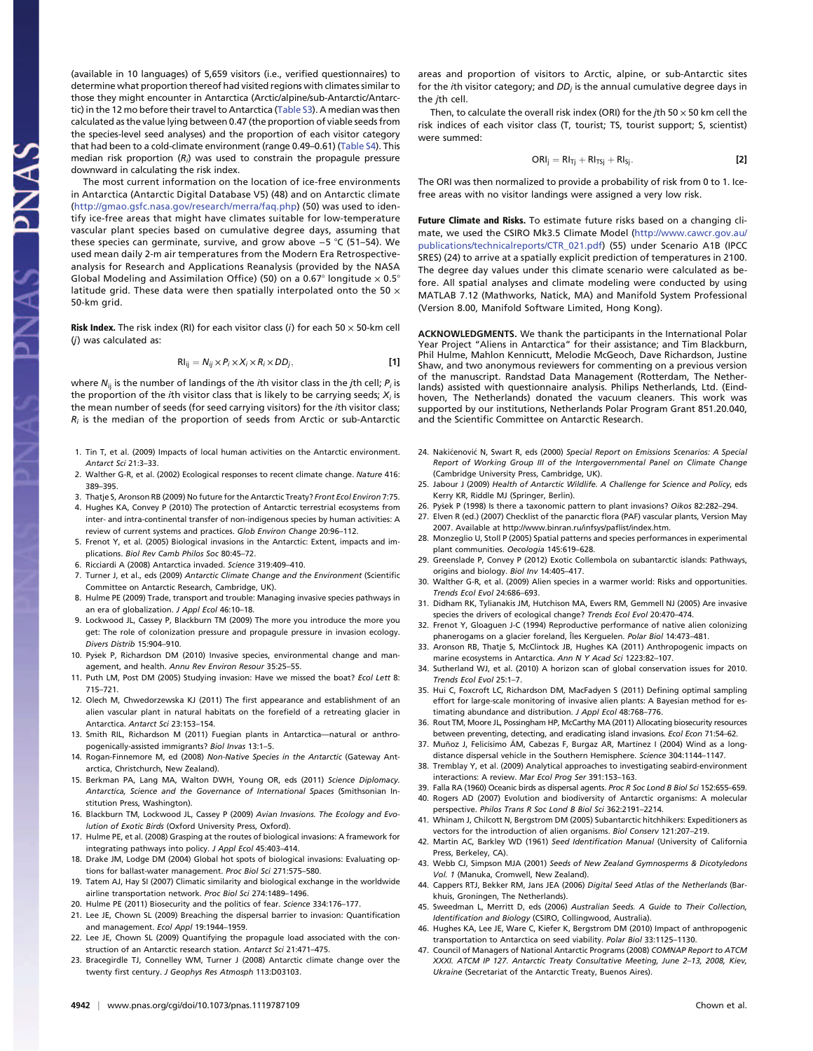(available in 10 languages) of 5,659 visitors (i.e., verified questionnaires) to determine what proportion thereof had visited regions with climates similar to those they might encounter in Antarctica (Arctic/alpine/sub-Antarctic/Antarctic) in the 12 mo before their travel to Antarctica (Table S3). A median was then calculated as the value lying between 0.47 (the proportion of viable seeds from the species-level seed analyses) and the proportion of each visitor category that had been to a cold-climate environment (range 0.49–0.61) (Table S4). This median risk proportion ($R_i$) was used to constrain the propagule pressure downward in calculating the risk index.

The most current information on the location of ice-free environments in Antarctica (Antarctic Digital Database V5) (48) and on Antarctic climate (http://gmao.gsfc.nasa.gov/research/merra/faq.php) (50) was used to identify ice-free areas that might have climates suitable for low-temperature vascular plant species based on cumulative degree days, assuming that these species can germinate, survive, and grow above −5 °C (51–54). We used mean daily 2-m air temperatures from the Modern Era Retrospective-analysis for Research and Applications Reanalysis (provided by the NASA Global Modeling and Assimilation Office) (50) on a 0.67° longitude × 0.5° latitude grid. These data were then spatially interpolated onto the 50 × 50-km grid.

**Risk Index.** The risk index (RI) for each visitor class ($i$) for each 50 × 50-km cell ($j$) was calculated as:

$$\mathrm{RI}_{ij} = N_{ij} \times P_i \times X_i \times R_i \times DD_j, \quad [1]$$

where $N_{ij}$ is the number of landings of the $i$th visitor class in the $j$th cell; $P_i$ is the proportion of the $i$th visitor class that is likely to be carrying seeds; $X_i$ is the mean number of seeds (for seed carrying visitors) for the $i$th visitor class; $R_i$ is the median of the proportion of seeds from Arctic or sub-Antarctic areas and proportion of visitors to Arctic, alpine, or sub-Antarctic sites for the $i$th visitor category; and $DD_j$ is the annual cumulative degree days in the $j$th cell.

Then, to calculate the overall risk index (ORI) for the $j$th 50 × 50 km cell the risk indices of each visitor class (T, tourist; TS, tourist support; S, scientist) were summed:

$$\mathrm{ORI}_j = \mathrm{RI}_{Tj} + \mathrm{RI}_{TSj} + \mathrm{RI}_{Sj}. \quad [2]$$

The ORI was then normalized to provide a probability of risk from 0 to 1. Ice-free areas with no visitor landings were assigned a very low risk.

**Future Climate and Risks.** To estimate future risks based on a changing climate, we used the CSIRO Mk3.5 Climate Model (http://www.cawcr.gov.au/publications/technicalreports/CTR_021.pdf) (55) under Scenario A1B (IPCC SRES) (24) to arrive at a spatially explicit prediction of temperatures in 2100. The degree day values under this climate scenario were calculated as before. All spatial analyses and climate modeling were conducted by using MATLAB 7.12 (Mathworks, Natick, MA) and Manifold System Professional (Version 8.00, Manifold Software Limited, Hong Kong).

**ACKNOWLEDGMENTS.** We thank the participants in the International Polar Year Project "Aliens in Antarctica" for their assistance; and Tim Blackburn, Phil Hulme, Mahlon Kennicutt, Melodie McGeoch, Dave Richardson, Justine Shaw, and two anonymous reviewers for commenting on a previous version of the manuscript. Randstad Data Management (Rotterdam, The Netherlands) assisted with questionnaire analysis. Philips Netherlands, Ltd. (Eindhoven, The Netherlands) donated the vacuum cleaners. This work was supported by our institutions, Netherlands Polar Program Grant 851.20.040, and the Scientific Committee on Antarctic Research.

1. Tin T, et al. (2009) Impacts of local human activities on the Antarctic environment. *Antarct Sci* 21:3–33.
2. Walther G-R, et al. (2002) Ecological responses to recent climate change. *Nature* 416: 389–395.
3. Thatje S, Aronson RB (2009) No future for the Antarctic Treaty? *Front Ecol Environ* 7:75.
4. Hughes KA, Convey P (2010) The protection of Antarctic terrestrial ecosystems from inter- and intra-continental transfer of non-indigenous species by human activities: A review of current systems and practices. *Glob Environ Change* 20:96–112.
5. Frenot Y, et al. (2005) Biological invasions in the Antarctic: Extent, impacts and implications. *Biol Rev Camb Philos Soc* 80:45–72.
6. Ricciardi A (2008) Antarctica invaded. *Science* 319:409–410.
7. Turner J, et al., eds (2009) *Antarctic Climate Change and the Environment* (Scientific Committee on Antarctic Research, Cambridge, UK).
8. Hulme PE (2009) Trade, transport and trouble: Managing invasive species pathways in an era of globalization. *J Appl Ecol* 46:10–18.
9. Lockwood JL, Cassey P, Blackburn TM (2009) The more you introduce the more you get: The role of colonization pressure and propagule pressure in invasion ecology. *Divers Distrib* 15:904–910.
10. Pyšek P, Richardson DM (2010) Invasive species, environmental change and management, and health. *Annu Rev Environ Resour* 35:25–55.
11. Puth LM, Post DM (2005) Studying invasion: Have we missed the boat? *Ecol Lett* 8: 715–721.
12. Olech M, Chwedorzewska KJ (2011) The first appearance and establishment of an alien vascular plant in natural habitats on the forefield of a retreating glacier in Antarctica. *Antarct Sci* 23:153–154.
13. Smith RIL, Richardson M (2011) Fuegian plants in Antarctica—natural or anthropogenically-assisted immigrants? *Biol Invas* 13:1–5.
14. Rogan-Finnemore M, ed (2008) *Non-Native Species in the Antarctic* (Gateway Antarctica, Christchurch, New Zealand).
15. Berkman PA, Lang MA, Walton DWH, Young OR, eds (2011) *Science Diplomacy. Antarctica, Science and the Governance of International Spaces* (Smithsonian Institution Press, Washington).
16. Blackburn TM, Lockwood JL, Cassey P (2009) *Avian Invasions. The Ecology and Evolution of Exotic Birds* (Oxford University Press, Oxford).
17. Hulme PE, et al. (2008) Grasping at the routes of biological invasions: A framework for integrating pathways into policy. *J Appl Ecol* 45:403–414.
18. Drake JM, Lodge DM (2004) Global hot spots of biological invasions: Evaluating options for ballast-water management. *Proc Biol Sci* 271:575–580.
19. Tatem AJ, Hay SI (2007) Climatic similarity and biological exchange in the worldwide airline transportation network. *Proc Biol Sci* 274:1489–1496.
20. Hulme PE (2011) Biosecurity and the politics of fear. *Science* 334:176–177.
21. Lee JE, Chown SL (2009) Breaching the dispersal barrier to invasion: Quantification and management. *Ecol Appl* 19:1944–1959.
22. Lee JE, Chown SL (2009) Quantifying the propagule load associated with the construction of an Antarctic research station. *Antarct Sci* 21:471–475.
23. Bracegirdle TJ, Connelley WM, Turner J (2008) Antarctic climate change over the twenty first century. *J Geophys Res Atmosph* 113:D03103.
24. Nakićenović N, Swart R, eds (2000) *Special Report on Emissions Scenarios: A Special Report of Working Group III of the Intergovernmental Panel on Climate Change* (Cambridge University Press, Cambridge, UK).
25. Jabour J (2009) *Health of Antarctic Wildlife. A Challenge for Science and Policy*, eds Kerry KR, Riddle MJ (Springer, Berlin).
26. Pyšek P (1998) Is there a taxonomic pattern to plant invasions? *Oikos* 82:282–294.
27. Elven R (ed.) (2007) Checklist of the panarctic flora (PAF) vascular plants, Version May 2007. Available at http://www.binran.ru/infsys/paflist/index.htm.
28. Monzeglio U, Stoll P (2005) Spatial patterns and species performances in experimental plant communities. *Oecologia* 145:619–628.
29. Greenslade P, Convey P (2012) Exotic Collembola on subantarctic islands: Pathways, origins and biology. *Biol Inv* 14:405–417.
30. Walther G-R, et al. (2009) Alien species in a warmer world: Risks and opportunities. *Trends Ecol Evol* 24:686–693.
31. Didham RK, Tylianakis JM, Hutchison MA, Ewers RM, Gemmell NJ (2005) Are invasive species the drivers of ecological change? *Trends Ecol Evol* 20:470–474.
32. Frenot Y, Gloaguen J-C (1994) Reproductive performance of native alien colonizing phanerogams on a glacier foreland, Îles Kerguelen. *Polar Biol* 14:473–481.
33. Aronson RB, Thatje S, McClintock JB, Hughes KA (2011) Anthropogenic impacts on marine ecosystems in Antarctica. *Ann N Y Acad Sci* 1223:82–107.
34. Sutherland WJ, et al. (2010) A horizon scan of global conservation issues for 2010. *Trends Ecol Evol* 25:1–7.
35. Hui C, Foxcroft LC, Richardson DM, MacFadyen S (2011) Defining optimal sampling effort for large-scale monitoring of invasive alien plants: A Bayesian method for estimating abundance and distribution. *J Appl Ecol* 48:768–776.
36. Rout TM, Moore JL, Possingham HP, McCarthy MA (2011) Allocating biosecurity resources between preventing, detecting, and eradicating island invasions. *Ecol Econ* 71:54–62.
37. Muñoz J, Felicísimo ÁM, Cabezas F, Burgaz AR, Martínez I (2004) Wind as a long-distance dispersal vehicle in the Southern Hemisphere. *Science* 304:1144–1147.
38. Tremblay Y, et al. (2009) Analytical approaches to investigating seabird-environment interactions: A review. *Mar Ecol Prog Ser* 391:153–163.
39. Falla RA (1960) Oceanic birds as dispersal agents. *Proc R Soc Lond B Biol Sci* 152:655–659.
40. Rogers AD (2007) Evolution and biodiversity of Antarctic organisms: A molecular perspective. *Philos Trans R Soc Lond B Biol Sci* 362:2191–2214.
41. Whinam J, Chilcott N, Bergstrom DM (2005) Subantarctic hitchhikers: Expeditioners as vectors for the introduction of alien organisms. *Biol Conserv* 121:207–219.
42. Martin AC, Barkley WD (1961) *Seed Identification Manual* (University of California Press, Berkeley, CA).
43. Webb CJ, Simpson MJA (2001) *Seeds of New Zealand Gymnosperms & Dicotyledons Vol. 1* (Manuka, Cromwell, New Zealand).
44. Cappers RTJ, Bekker RM, Jans JEA (2006) *Digital Seed Atlas of the Netherlands* (Barkhuis, Groningen, The Netherlands).
45. Sweedman L, Merritt D, eds (2006) *Australian Seeds. A Guide to Their Collection, Identification and Biology* (CSIRO, Collingwood, Australia).
46. Hughes KA, Lee JE, Ware C, Kiefer K, Bergstrom DM (2010) Impact of anthropogenic transportation to Antarctica on seed viability. *Polar Biol* 33:1125–1130.
47. Council of Managers of National Antarctic Programs (2008) *COMNAP Report to ATCM XXXI. ATCM IP 127. Antarctic Treaty Consultative Meeting, June 2–13, 2008, Kiev, Ukraine* (Secretariat of the Antarctic Treaty, Buenos Aires).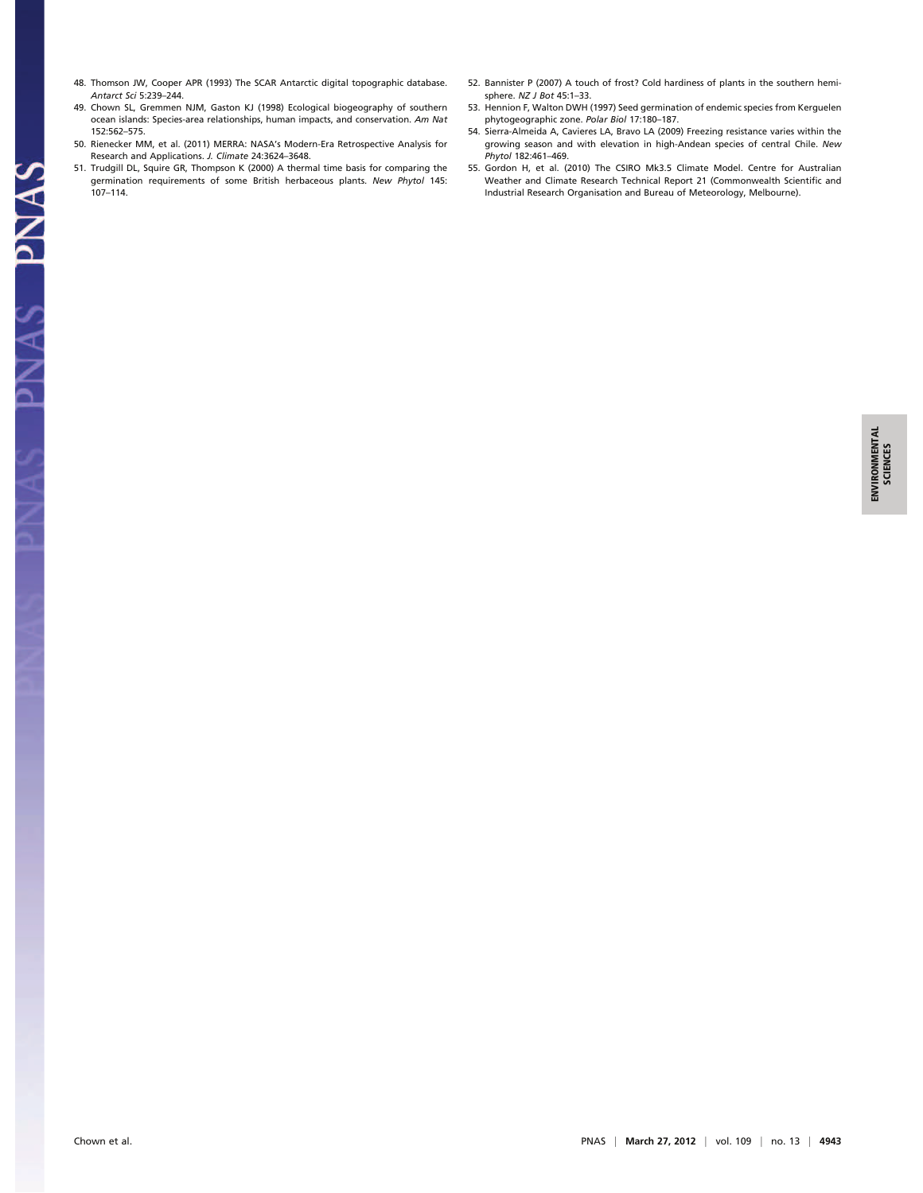48. Thomson JW, Cooper APR (1993) The SCAR Antarctic digital topographic database. *Antarct Sci* 5:239–244.
49. Chown SL, Gremmen NJM, Gaston KJ (1998) Ecological biogeography of southern ocean islands: Species-area relationships, human impacts, and conservation. *Am Nat* 152:562–575.
50. Rienecker MM, et al. (2011) MERRA: NASA's Modern-Era Retrospective Analysis for Research and Applications. *J. Climate* 24:3624–3648.
51. Trudgill DL, Squire GR, Thompson K (2000) A thermal time basis for comparing the germination requirements of some British herbaceous plants. *New Phytol* 145: 107–114.
52. Bannister P (2007) A touch of frost? Cold hardiness of plants in the southern hemisphere. *NZ J Bot* 45:1–33.
53. Hennion F, Walton DWH (1997) Seed germination of endemic species from Kerguelen phytogeographic zone. *Polar Biol* 17:180–187.
54. Sierra-Almeida A, Cavieres LA, Bravo LA (2009) Freezing resistance varies within the growing season and with elevation in high-Andean species of central Chile. *New Phytol* 182:461–469.
55. Gordon H, et al. (2010) The CSIRO Mk3.5 Climate Model. Centre for Australian Weather and Climate Research Technical Report 21 (Commonwealth Scientific and Industrial Research Organisation and Bureau of Meteorology, Melbourne).